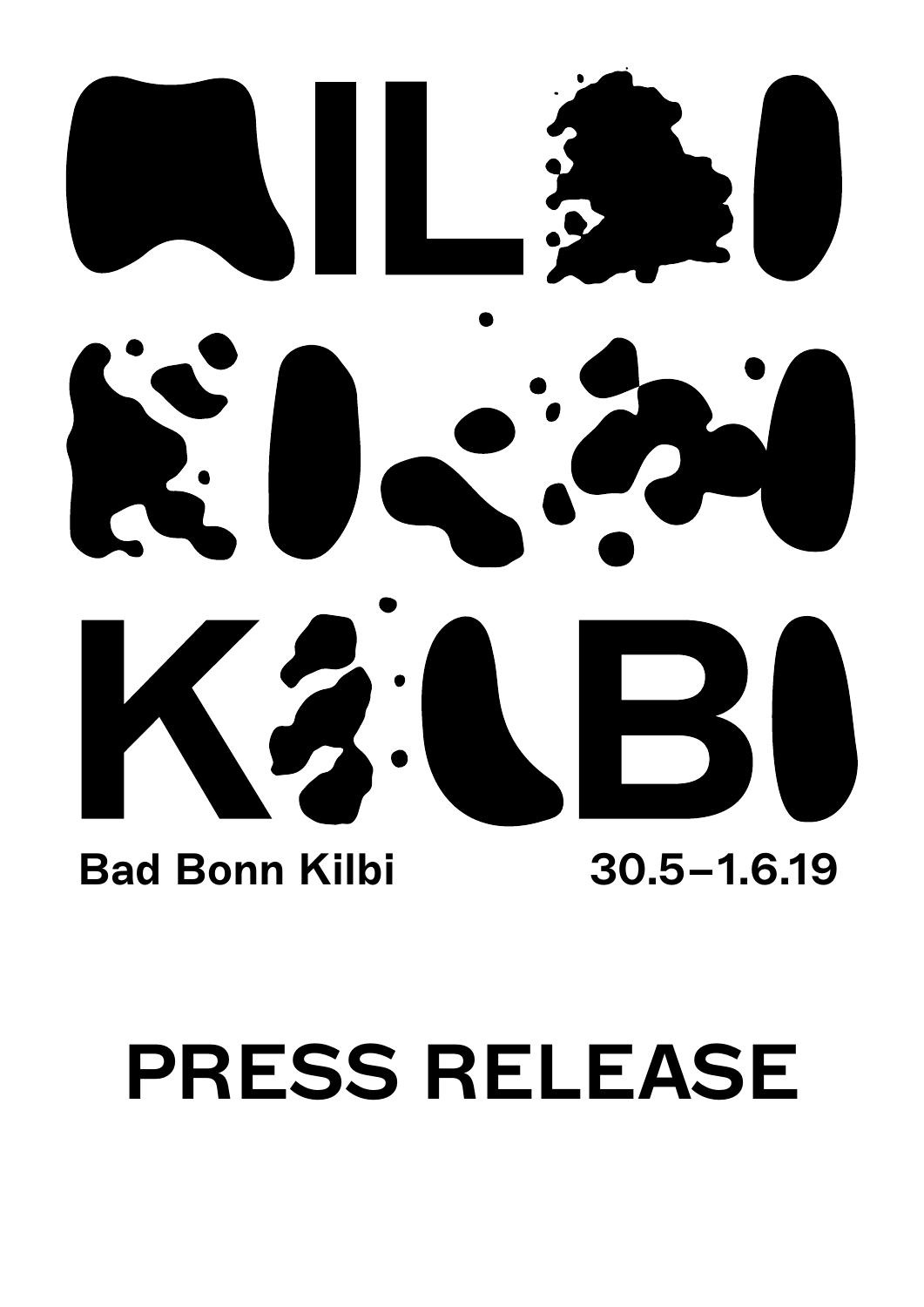# KILBI

**Bad Bonn Kilbi** **30.5–1.6.19**

# PRESS RELEASE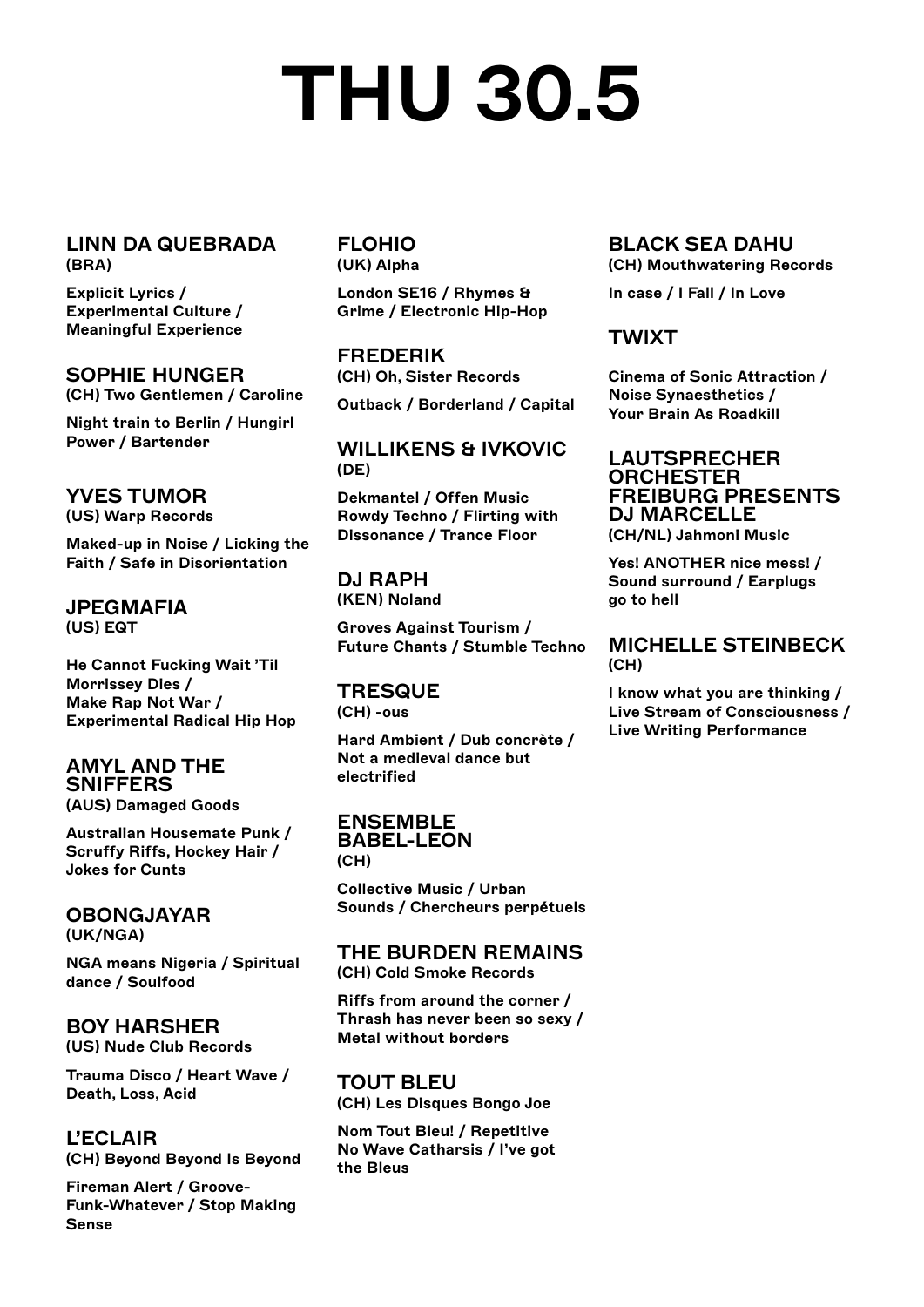# THU 30.5

## LINN DA QUEBRADA
**(BRA)**

**Explicit Lyrics / Experimental Culture / Meaningful Experience**

## SOPHIE HUNGER
**(CH) Two Gentlemen / Caroline**

**Night train to Berlin / Hungirl Power / Bartender**

## YVES TUMOR
**(US) Warp Records**

**Maked-up in Noise / Licking the Faith / Safe in Disorientation**

## JPEGMAFIA
**(US) EQT**

**He Cannot Fucking Wait 'Til Morrissey Dies / Make Rap Not War / Experimental Radical Hip Hop**

## AMYL AND THE SNIFFERS
**(AUS) Damaged Goods**

**Australian Housemate Punk / Scruffy Riffs, Hockey Hair / Jokes for Cunts**

## OBONGJAYAR
**(UK/NGA)**

**NGA means Nigeria / Spiritual dance / Soulfood**

## BOY HARSHER
**(US) Nude Club Records**

**Trauma Disco / Heart Wave / Death, Loss, Acid**

## L'ECLAIR
**(CH) Beyond Beyond Is Beyond**

**Fireman Alert / Groove-Funk-Whatever / Stop Making Sense**

## FLOHIO
**(UK) Alpha**

**London SE16 / Rhymes & Grime / Electronic Hip-Hop**

## FREDERIK
**(CH) Oh, Sister Records**

**Outback / Borderland / Capital**

## WILLIKENS & IVKOVIC
**(DE)**

**Dekmantel / Offen Music Rowdy Techno / Flirting with Dissonance / Trance Floor**

## DJ RAPH
**(KEN) Noland**

**Groves Against Tourism / Future Chants / Stumble Techno**

## TRESQUE
**(CH) -ous**

**Hard Ambient / Dub concrète / Not a medieval dance but electrified**

## ENSEMBLE BABEL-LEON
**(CH)**

**Collective Music / Urban Sounds / Chercheurs perpétuels**

## THE BURDEN REMAINS
**(CH) Cold Smoke Records**

**Riffs from around the corner / Thrash has never been so sexy / Metal without borders**

## TOUT BLEU
**(CH) Les Disques Bongo Joe**

**Nom Tout Bleu! / Repetitive No Wave Catharsis / I've got the Bleus**

## BLACK SEA DAHU
**(CH) Mouthwatering Records**

**In case / I Fall / In Love**

## TWIXT

**Cinema of Sonic Attraction / Noise Synaesthetics / Your Brain As Roadkill**

## LAUTSPRECHER ORCHESTER FREIBURG PRESENTS DJ MARCELLE
**(CH/NL) Jahmoni Music**

**Yes! ANOTHER nice mess! / Sound surround / Earplugs go to hell**

## MICHELLE STEINBECK
**(CH)**

**I know what you are thinking / Live Stream of Consciousness / Live Writing Performance**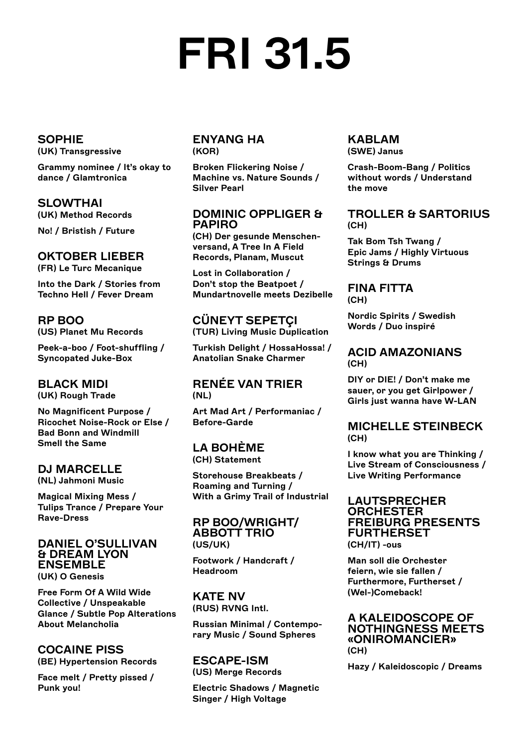# FRI 31.5

## SOPHIE
**(UK) Transgressive**

**Grammy nominee / It's okay to dance / Glamtronica**

## SLOWTHAI
**(UK) Method Records**

**No! / Bristish / Future**

## OKTOBER LIEBER
**(FR) Le Turc Mecanique**

**Into the Dark / Stories from Techno Hell / Fever Dream**

## RP BOO
**(US) Planet Mu Records**

**Peek-a-boo / Foot-shuffling / Syncopated Juke-Box**

## BLACK MIDI
**(UK) Rough Trade**

**No Magnificent Purpose / Ricochet Noise-Rock or Else / Bad Bonn and Windmill Smell the Same**

## DJ MARCELLE
**(NL) Jahmoni Music**

**Magical Mixing Mess / Tulips Trance / Prepare Your Rave-Dress**

## DANIEL O'SULLIVAN & DREAM LYON ENSEMBLE
**(UK) O Genesis**

**Free Form Of A Wild Wide Collective / Unspeakable Glance / Subtle Pop Alterations About Melancholia**

## COCAINE PISS
**(BE) Hypertension Records**

**Face melt / Pretty pissed / Punk you!**

## ENYANG HA
**(KOR)**

**Broken Flickering Noise / Machine vs. Nature Sounds / Silver Pearl**

## DOMINIC OPPLIGER & PAPIRO
**(CH) Der gesunde Menschenversand, A Tree In A Field Records, Planam, Muscut**

**Lost in Collaboration / Don't stop the Beatpoet / Mundartnovelle meets Dezibelle**

## CÜNEYT SEPETÇI
**(TUR) Living Music Duplication**

**Turkish Delight / HossaHossa! / Anatolian Snake Charmer**

## RENÉE VAN TRIER
**(NL)**

**Art Mad Art / Performaniac / Before-Garde**

## LA BOHÈME
**(CH) Statement**

**Storehouse Breakbeats / Roaming and Turning / With a Grimy Trail of Industrial**

## RP BOO/WRIGHT/ ABBOTT TRIO
**(US/UK)**

**Footwork / Handcraft / Headroom**

## KATE NV
**(RUS) RVNG Intl.**

**Russian Minimal / Contemporary Music / Sound Spheres**

## ESCAPE-ISM
**(US) Merge Records**

**Electric Shadows / Magnetic Singer / High Voltage**

## KABLAM
**(SWE) Janus**

**Crash-Boom-Bang / Politics without words / Understand the move**

## TROLLER & SARTORIUS
**(CH)**

**Tak Bom Tsh Twang / Epic Jams / Highly Virtuous Strings & Drums**

## FINA FITTA
**(CH)**

**Nordic Spirits / Swedish Words / Duo inspiré**

## ACID AMAZONIANS
**(CH)**

**DIY or DIE! / Don't make me sauer, or you get Girlpower / Girls just wanna have W-LAN**

## MICHELLE STEINBECK
**(CH)**

**I know what you are Thinking / Live Stream of Consciousness / Live Writing Performance**

## LAUTSPRECHER ORCHESTER FREIBURG PRESENTS FURTHERSET
**(CH/IT) -ous**

**Man soll die Orchester feiern, wie sie fallen / Furthermore, Furtherset / (Wel-)Comeback!**

## A KALEIDOSCOPE OF NOTHINGNESS MEETS «ONIROMANCIER»
**(CH)**

**Hazy / Kaleidoscopic / Dreams**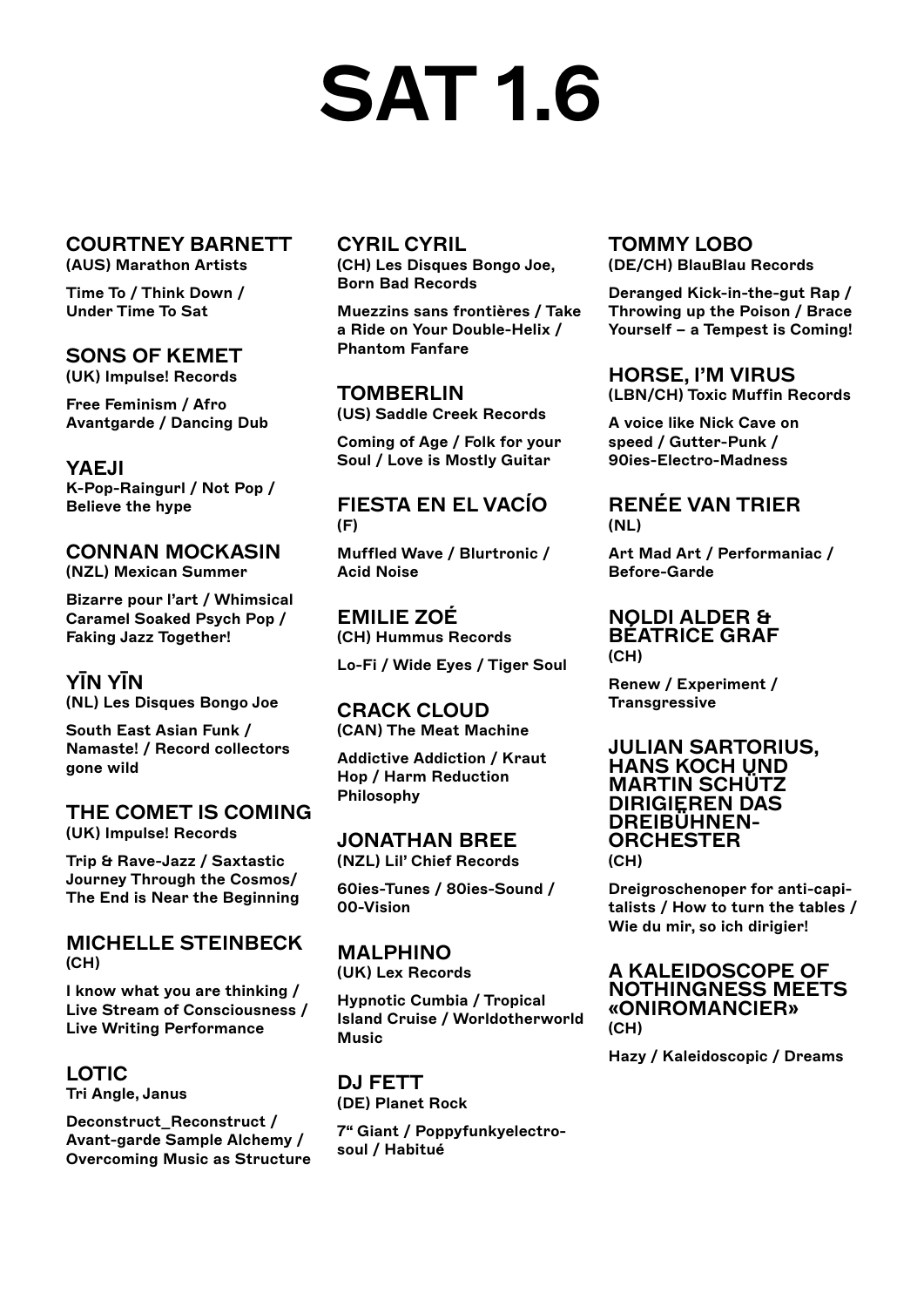# SAT 1.6

### COURTNEY BARNETT
**(AUS) Marathon Artists**

**Time To / Think Down / Under Time To Sat**

### SONS OF KEMET
**(UK) Impulse! Records**

**Free Feminism / Afro Avantgarde / Dancing Dub**

### YAEJI
**K-Pop-Raingurl / Not Pop / Believe the hype**

### CONNAN MOCKASIN
**(NZL) Mexican Summer**

**Bizarre pour l'art / Whimsical Caramel Soaked Psych Pop / Faking Jazz Together!**

### YĪN YĪN
**(NL) Les Disques Bongo Joe**

**South East Asian Funk / Namaste! / Record collectors gone wild**

### THE COMET IS COMING
**(UK) Impulse! Records**

**Trip & Rave-Jazz / Saxtastic Journey Through the Cosmos/ The End is Near the Beginning**

### MICHELLE STEINBECK
**(CH)**

**I know what you are thinking / Live Stream of Consciousness / Live Writing Performance**

### LOTIC
**Tri Angle, Janus**

**Deconstruct_Reconstruct / Avant-garde Sample Alchemy / Overcoming Music as Structure**

### CYRIL CYRIL
**(CH) Les Disques Bongo Joe, Born Bad Records**

**Muezzins sans frontières / Take a Ride on Your Double-Helix / Phantom Fanfare**

### TOMBERLIN
**(US) Saddle Creek Records**

**Coming of Age / Folk for your Soul / Love is Mostly Guitar**

### FIESTA EN EL VACÍO
**(F)**

**Muffled Wave / Blurtronic / Acid Noise**

### EMILIE ZOÉ
**(CH) Hummus Records**

**Lo-Fi / Wide Eyes / Tiger Soul**

### CRACK CLOUD
**(CAN) The Meat Machine**

**Addictive Addiction / Kraut Hop / Harm Reduction Philosophy**

### JONATHAN BREE
**(NZL) Lil' Chief Records**

**60ies-Tunes / 80ies-Sound / 00-Vision**

### MALPHINO
**(UK) Lex Records**

**Hypnotic Cumbia / Tropical Island Cruise / Worldotherworld Music**

### DJ FETT
**(DE) Planet Rock**

**7" Giant / Poppyfunkyelectro-soul / Habitué**

### TOMMY LOBO
**(DE/CH) BlauBlau Records**

**Deranged Kick-in-the-gut Rap / Throwing up the Poison / Brace Yourself – a Tempest is Coming!**

### HORSE, I'M VIRUS
**(LBN/CH) Toxic Muffin Records**

**A voice like Nick Cave on speed / Gutter-Punk / 90ies-Electro-Madness**

### RENÉE VAN TRIER
**(NL)**

**Art Mad Art / Performaniac / Before-Garde**

### NOLDI ALDER & BEATRICE GRAF
**(CH)**

**Renew / Experiment / Transgressive**

### JULIAN SARTORIUS, HANS KOCH UND MARTIN SCHÜTZ DIRIGIEREN DAS DREIBÜHNEN-ORCHESTER
**(CH)**

**Dreigroschenoper for anti-capitalists / How to turn the tables / Wie du mir, so ich dirigier!**

### A KALEIDOSCOPE OF NOTHINGNESS MEETS «ONIROMANCIER»
**(CH)**

**Hazy / Kaleidoscopic / Dreams**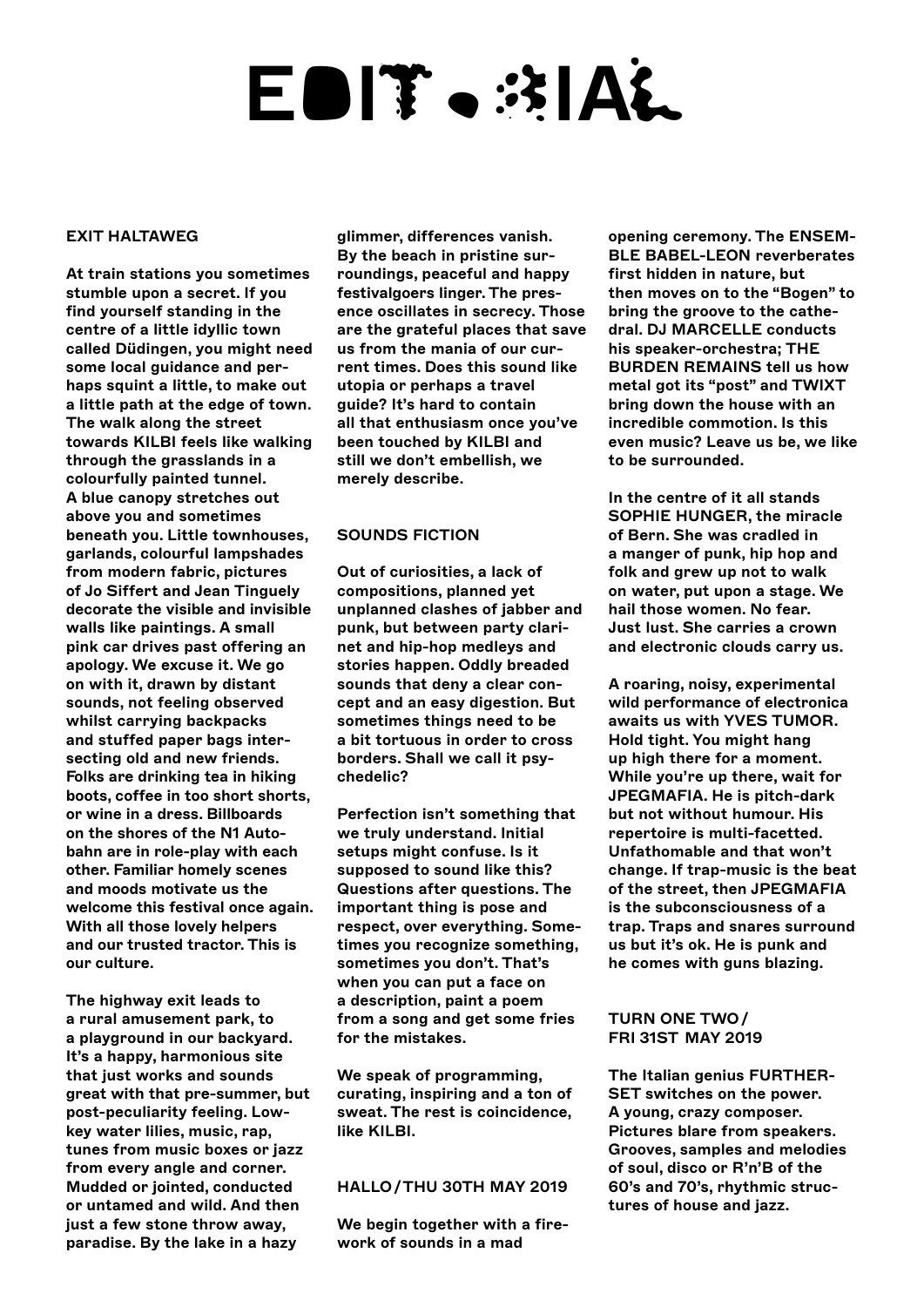# EDITORIAL

## EXIT HALTAWEG

At train stations you sometimes stumble upon a secret. If you find yourself standing in the centre of a little idyllic town called Düdingen, you might need some local guidance and perhaps squint a little, to make out a little path at the edge of town. The walk along the street towards KILBI feels like walking through the grasslands in a colourfully painted tunnel. A blue canopy stretches out above you and sometimes beneath you. Little townhouses, garlands, colourful lampshades from modern fabric, pictures of Jo Siffert and Jean Tinguely decorate the visible and invisible walls like paintings. A small pink car drives past offering an apology. We excuse it. We go on with it, drawn by distant sounds, not feeling observed whilst carrying backpacks and stuffed paper bags intersecting old and new friends. Folks are drinking tea in hiking boots, coffee in too short shorts, or wine in a dress. Billboards on the shores of the N1 Autobahn are in role-play with each other. Familiar homely scenes and moods motivate us the welcome this festival once again. With all those lovely helpers and our trusted tractor. This is our culture.

The highway exit leads to a rural amusement park, to a playground in our backyard. It's a happy, harmonious site that just works and sounds great with that pre-summer, but post-peculiarity feeling. Low-key water lilies, music, rap, tunes from music boxes or jazz from every angle and corner. Mudded or jointed, conducted or untamed and wild. And then just a few stone throw away, paradise. By the lake in a hazy glimmer, differences vanish. By the beach in pristine surroundings, peaceful and happy festivalgoers linger. The presence oscillates in secrecy. Those are the grateful places that save us from the mania of our current times. Does this sound like utopia or perhaps a travel guide? It's hard to contain all that enthusiasm once you've been touched by KILBI and still we don't embellish, we merely describe.

## SOUNDS FICTION

Out of curiosities, a lack of compositions, planned yet unplanned clashes of jabber and punk, but between party clarinet and hip-hop medleys and stories happen. Oddly breaded sounds that deny a clear concept and an easy digestion. But sometimes things need to be a bit tortuous in order to cross borders. Shall we call it psychedelic?

Perfection isn't something that we truly understand. Initial setups might confuse. Is it supposed to sound like this? Questions after questions. The important thing is pose and respect, over everything. Sometimes you recognize something, sometimes you don't. That's when you can put a face on a description, paint a poem from a song and get some fries for the mistakes.

We speak of programming, curating, inspiring and a ton of sweat. The rest is coincidence, like KILBI.

## HALLO / THU 30TH MAY 2019

We begin together with a firework of sounds in a mad opening ceremony. The ENSEMBLE BABEL-LEON reverberates first hidden in nature, but then moves on to the "Bogen" to bring the groove to the cathedral. DJ MARCELLE conducts his speaker-orchestra; THE BURDEN REMAINS tell us how metal got its "post" and TWIXT bring down the house with an incredible commotion. Is this even music? Leave us be, we like to be surrounded.

In the centre of it all stands SOPHIE HUNGER, the miracle of Bern. She was cradled in a manger of punk, hip hop and folk and grew up not to walk on water, put upon a stage. We hail those women. No fear. Just lust. She carries a crown and electronic clouds carry us.

A roaring, noisy, experimental wild performance of electronica awaits us with YVES TUMOR. Hold tight. You might hang up high there for a moment. While you're up there, wait for JPEGMAFIA. He is pitch-dark but not without humour. His repertoire is multi-facetted. Unfathomable and that won't change. If trap-music is the beat of the street, then JPEGMAFIA is the subconsciousness of a trap. Traps and snares surround us but it's ok. He is punk and he comes with guns blazing.

## TURN ONE TWO / FRI 31ST MAY 2019

The Italian genius FURTHERSET switches on the power. A young, crazy composer. Pictures blare from speakers. Grooves, samples and melodies of soul, disco or R'n'B of the 60's and 70's, rhythmic structures of house and jazz.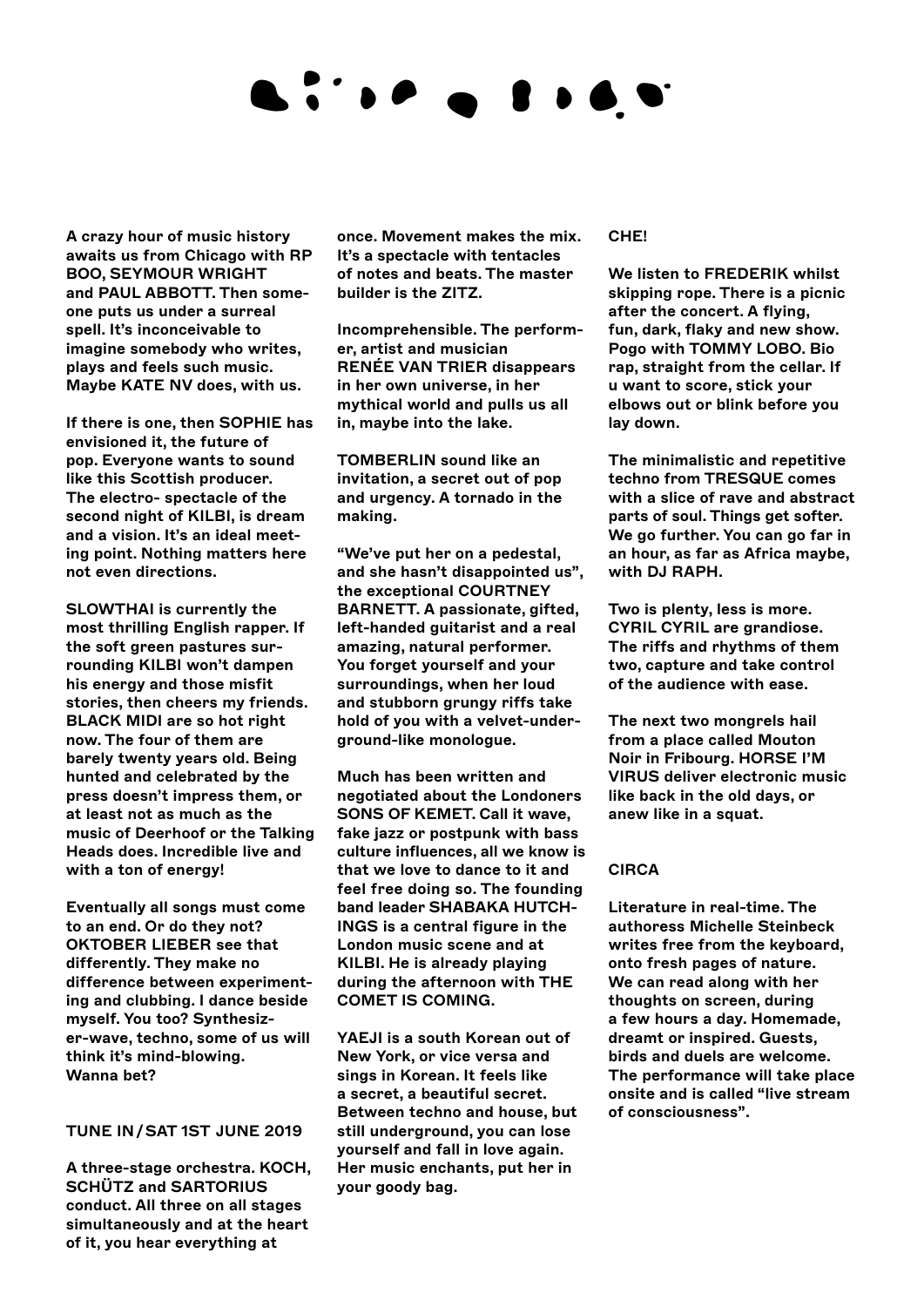A crazy hour of music history awaits us from Chicago with RP BOO, SEYMOUR WRIGHT and PAUL ABBOTT. Then someone puts us under a surreal spell. It's inconceivable to imagine somebody who writes, plays and feels such music. Maybe KATE NV does, with us.

If there is one, then SOPHIE has envisioned it, the future of pop. Everyone wants to sound like this Scottish producer. The electro- spectacle of the second night of KILBI, is dream and a vision. It's an ideal meeting point. Nothing matters here not even directions.

SLOWTHAI is currently the most thrilling English rapper. If the soft green pastures surrounding KILBI won't dampen his energy and those misfit stories, then cheers my friends. BLACK MIDI are so hot right now. The four of them are barely twenty years old. Being hunted and celebrated by the press doesn't impress them, or at least not as much as the music of Deerhoof or the Talking Heads does. Incredible live and with a ton of energy!

Eventually all songs must come to an end. Or do they not? OKTOBER LIEBER see that differently. They make no difference between experimenting and clubbing. I dance beside myself. You too? Synthesizer-wave, techno, some of us will think it's mind-blowing. Wanna bet?

## TUNE IN / SAT 1ST JUNE 2019

A three-stage orchestra. KOCH, SCHÜTZ and SARTORIUS conduct. All three on all stages simultaneously and at the heart of it, you hear everything at once. Movement makes the mix. It's a spectacle with tentacles of notes and beats. The master builder is the ZITZ.

Incomprehensible. The performer, artist and musician RENÉE VAN TRIER disappears in her own universe, in her mythical world and pulls us all in, maybe into the lake.

TOMBERLIN sound like an invitation, a secret out of pop and urgency. A tornado in the making.

"We've put her on a pedestal, and she hasn't disappointed us", the exceptional COURTNEY BARNETT. A passionate, gifted, left-handed guitarist and a real amazing, natural performer. You forget yourself and your surroundings, when her loud and stubborn grungy riffs take hold of you with a velvet-underground-like monologue.

Much has been written and negotiated about the Londoners SONS OF KEMET. Call it wave, fake jazz or postpunk with bass culture influences, all we know is that we love to dance to it and feel free doing so. The founding band leader SHABAKA HUTCHINGS is a central figure in the London music scene and at KILBI. He is already playing during the afternoon with THE COMET IS COMING.

YAEJI is a south Korean out of New York, or vice versa and sings in Korean. It feels like a secret, a beautiful secret. Between techno and house, but still underground, you can lose yourself and fall in love again. Her music enchants, put her in your goody bag.

CHE!

We listen to FREDERIK whilst skipping rope. There is a picnic after the concert. A flying, fun, dark, flaky and new show. Pogo with TOMMY LOBO. Bio rap, straight from the cellar. If u want to score, stick your elbows out or blink before you lay down.

The minimalistic and repetitive techno from TRESQUE comes with a slice of rave and abstract parts of soul. Things get softer. We go further. You can go far in an hour, as far as Africa maybe, with DJ RAPH.

Two is plenty, less is more. CYRIL CYRIL are grandiose. The riffs and rhythms of them two, capture and take control of the audience with ease.

The next two mongrels hail from a place called Mouton Noir in Fribourg. HORSE I'M VIRUS deliver electronic music like back in the old days, or anew like in a squat.

## CIRCA

Literature in real-time. The authoress Michelle Steinbeck writes free from the keyboard, onto fresh pages of nature. We can read along with her thoughts on screen, during a few hours a day. Homemade, dreamt or inspired. Guests, birds and duels are welcome. The performance will take place onsite and is called "live stream of consciousness".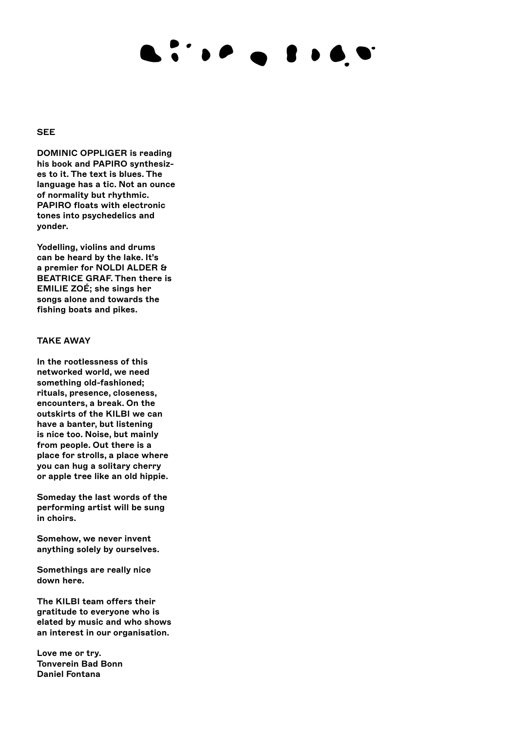## SEE

**DOMINIC OPPLIGER is reading his book and PAPIRO synthesizes to it. The text is blues. The language has a tic. Not an ounce of normality but rhythmic. PAPIRO floats with electronic tones into psychedelics and yonder.**

**Yodelling, violins and drums can be heard by the lake. It's a premier for NOLDI ALDER & BEATRICE GRAF. Then there is EMILIE ZOÉ; she sings her songs alone and towards the fishing boats and pikes.**

## TAKE AWAY

**In the rootlessness of this networked world, we need something old-fashioned; rituals, presence, closeness, encounters, a break. On the outskirts of the KILBI we can have a banter, but listening is nice too. Noise, but mainly from people. Out there is a place for strolls, a place where you can hug a solitary cherry or apple tree like an old hippie.**

**Someday the last words of the performing artist will be sung in choirs.**

**Somehow, we never invent anything solely by ourselves.**

**Somethings are really nice down here.**

**The KILBI team offers their gratitude to everyone who is elated by music and who shows an interest in our organisation.**

**Love me or try.**
**Tonverein Bad Bonn**
**Daniel Fontana**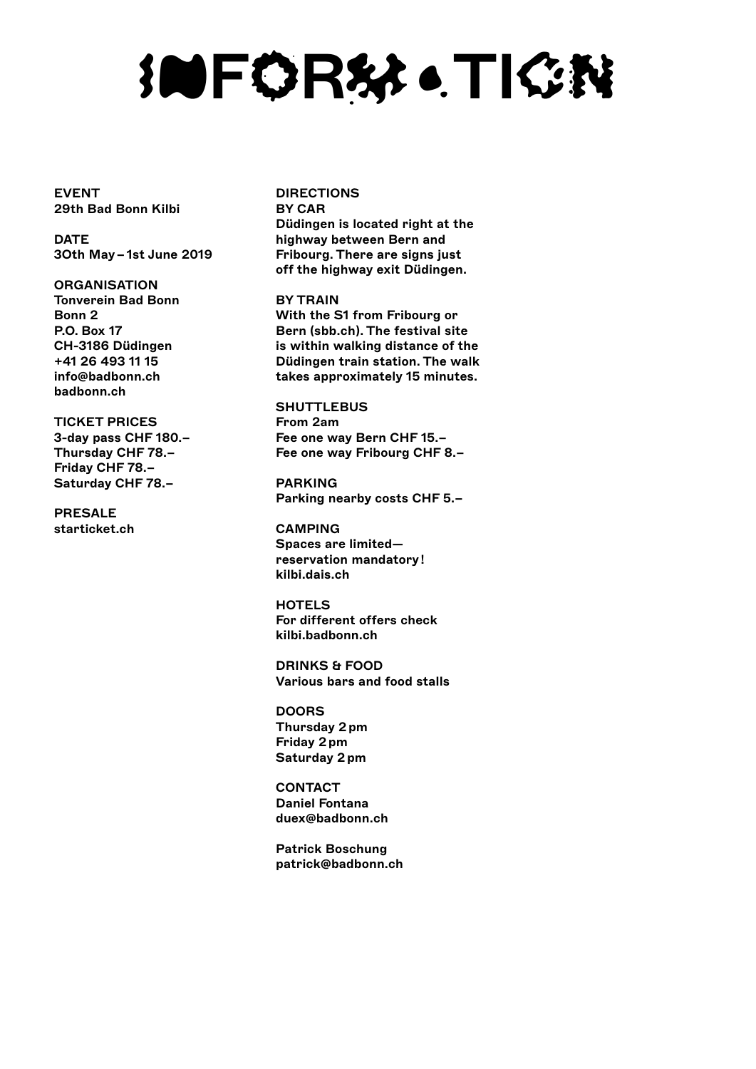# INFORMATION

**EVENT**
**29th Bad Bonn Kilbi**

**DATE**
**30th May – 1st June 2019**

**ORGANISATION**
**Tonverein Bad Bonn**
**Bonn 2**
**P.O. Box 17**
**CH-3186 Düdingen**
**+41 26 493 11 15**
**info@badbonn.ch**
**badbonn.ch**

**TICKET PRICES**
**3-day pass CHF 180.–**
**Thursday CHF 78.–**
**Friday CHF 78.–**
**Saturday CHF 78.–**

**PRESALE**
**starticket.ch**

**DIRECTIONS**
**BY CAR**
**Düdingen is located right at the highway between Bern and Fribourg. There are signs just off the highway exit Düdingen.**

**BY TRAIN**
**With the S1 from Fribourg or Bern (sbb.ch). The festival site is within walking distance of the Düdingen train station. The walk takes approximately 15 minutes.**

**SHUTTLEBUS**
**From 2am**
**Fee one way Bern CHF 15.–**
**Fee one way Fribourg CHF 8.–**

**PARKING**
**Parking nearby costs CHF 5.–**

**CAMPING**
**Spaces are limited— reservation mandatory!**
**kilbi.dais.ch**

**HOTELS**
**For different offers check kilbi.badbonn.ch**

**DRINKS & FOOD**
**Various bars and food stalls**

**DOORS**
**Thursday 2 pm**
**Friday 2 pm**
**Saturday 2 pm**

**CONTACT**
**Daniel Fontana**
**duex@badbonn.ch**

**Patrick Boschung**
**patrick@badbonn.ch**